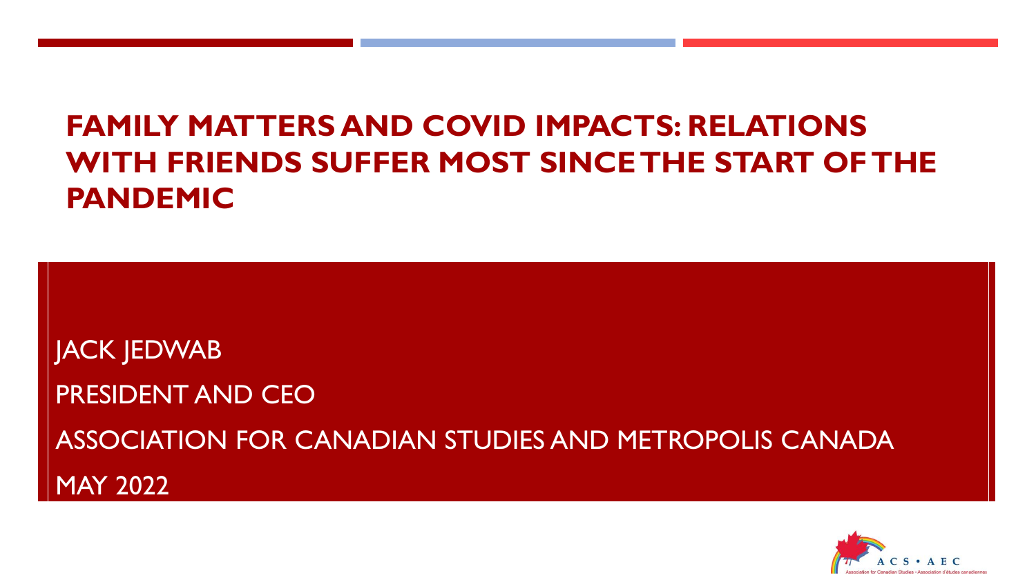# FAMILY MATTERS AND COVID IMPACTS: RELATIONS WITH FRIENDS SUFFER MOST SINCE THE START OF THE PANDEMIC

JACK JEDWAB

PRESIDENT AND CEO

ASSOCIATION FOR CANADIAN STUDIES AND METROPOLIS CANADA

MAY 2022

ACS • AEC

Association for Canadian Studies • Association d'études canadiennes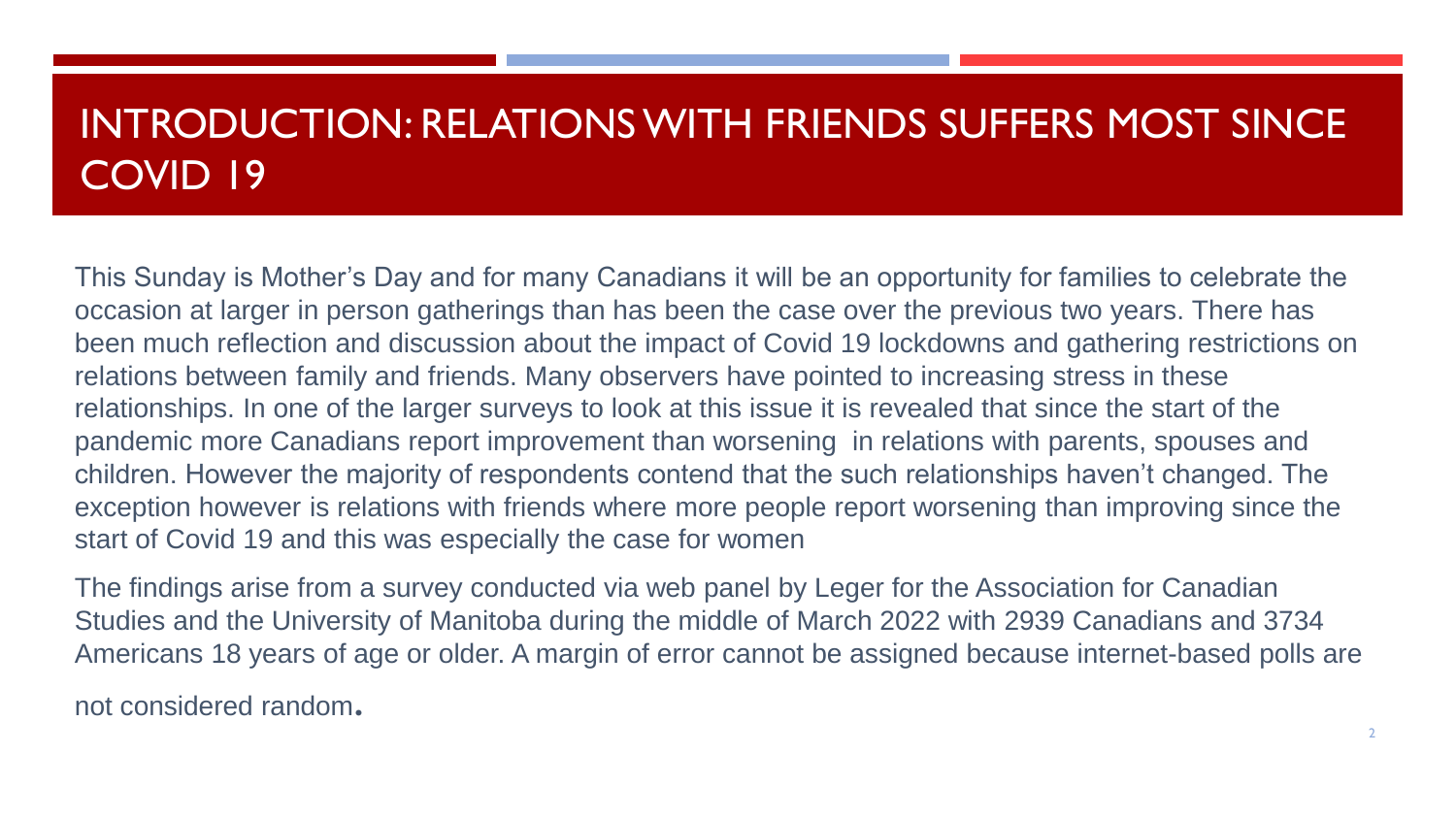# INTRODUCTION: RELATIONS WITH FRIENDS SUFFERS MOST SINCE COVID 19

This Sunday is Mother's Day and for many Canadians it will be an opportunity for families to celebrate the occasion at larger in person gatherings than has been the case over the previous two years. There has been much reflection and discussion about the impact of Covid 19 lockdowns and gathering restrictions on relations between family and friends. Many observers have pointed to increasing stress in these relationships. In one of the larger surveys to look at this issue it is revealed that since the start of the pandemic more Canadians report improvement than worsening in relations with parents, spouses and children. However the majority of respondents contend that the such relationships haven't changed. The exception however is relations with friends where more people report worsening than improving since the start of Covid 19 and this was especially the case for women

The findings arise from a survey conducted via web panel by Leger for the Association for Canadian Studies and the University of Manitoba during the middle of March 2022 with 2939 Canadians and 3734 Americans 18 years of age or older. A margin of error cannot be assigned because internet-based polls are not considered random.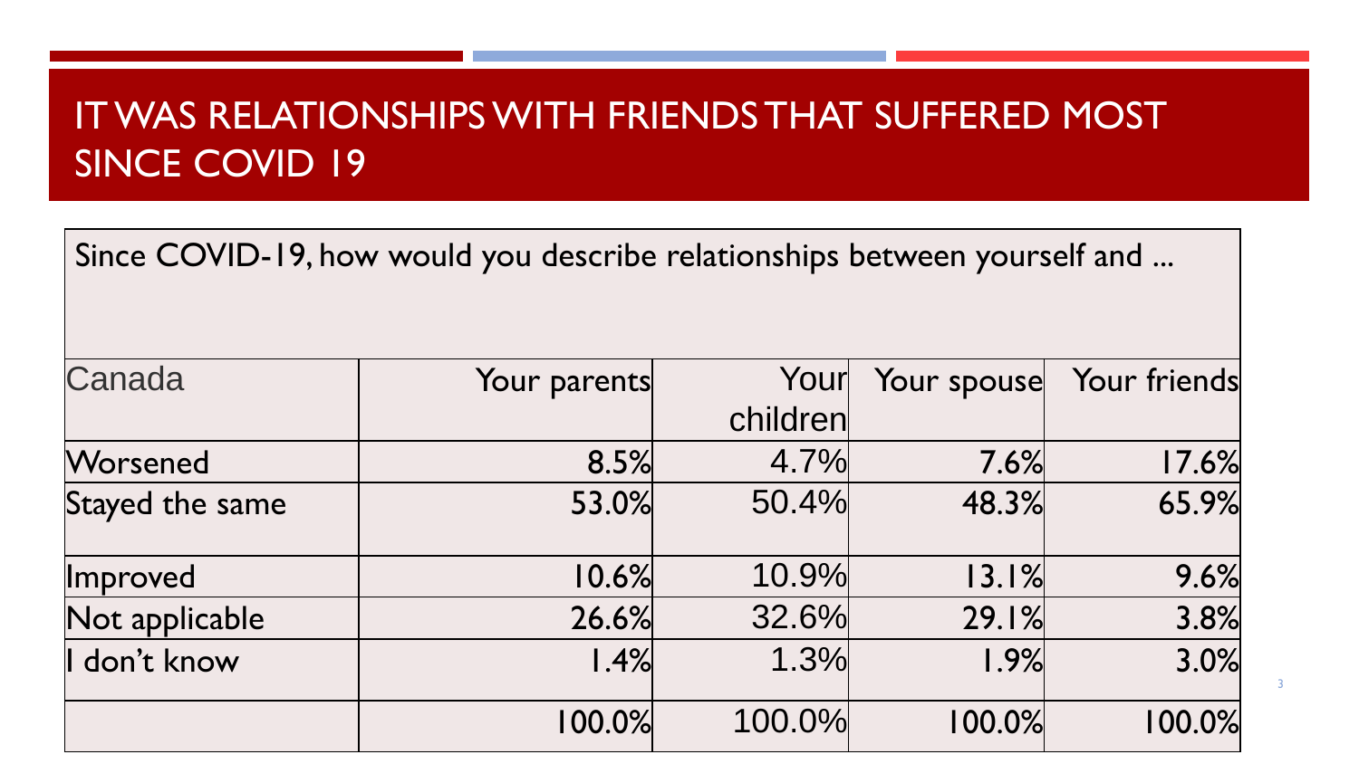# IT WAS RELATIONSHIPS WITH FRIENDS THAT SUFFERED MOST SINCE COVID 19

Since COVID-19, how would you describe relationships between yourself and ...

| Canada | Your parents | Your children | Your spouse | Your friends |
|---|---|---|---|---|
| Worsened | 8.5% | 4.7% | 7.6% | 17.6% |
| Stayed the same | 53.0% | 50.4% | 48.3% | 65.9% |
| Improved | 10.6% | 10.9% | 13.1% | 9.6% |
| Not applicable | 26.6% | 32.6% | 29.1% | 3.8% |
| I don't know | 1.4% | 1.3% | 1.9% | 3.0% |
| | 100.0% | 100.0% | 100.0% | 100.0% |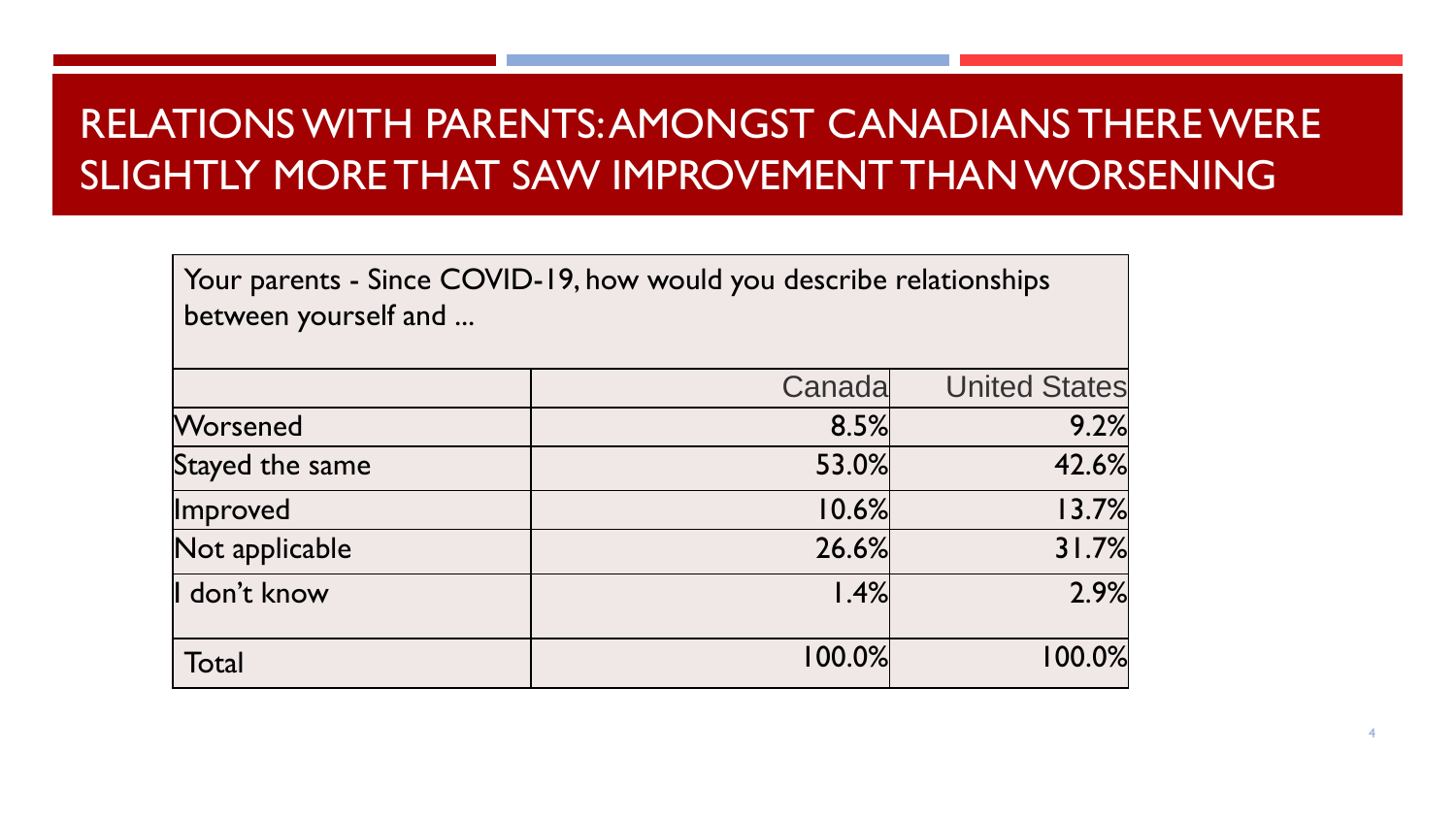# RELATIONS WITH PARENTS: AMONGST CANADIANS THERE WERE SLIGHTLY MORE THAT SAW IMPROVEMENT THAN WORSENING

Your parents - Since COVID-19, how would you describe relationships between yourself and ...

| | Canada | United States |
|---|---|---|
| Worsened | 8.5% | 9.2% |
| Stayed the same | 53.0% | 42.6% |
| Improved | 10.6% | 13.7% |
| Not applicable | 26.6% | 31.7% |
| I don't know | 1.4% | 2.9% |
| Total | 100.0% | 100.0% |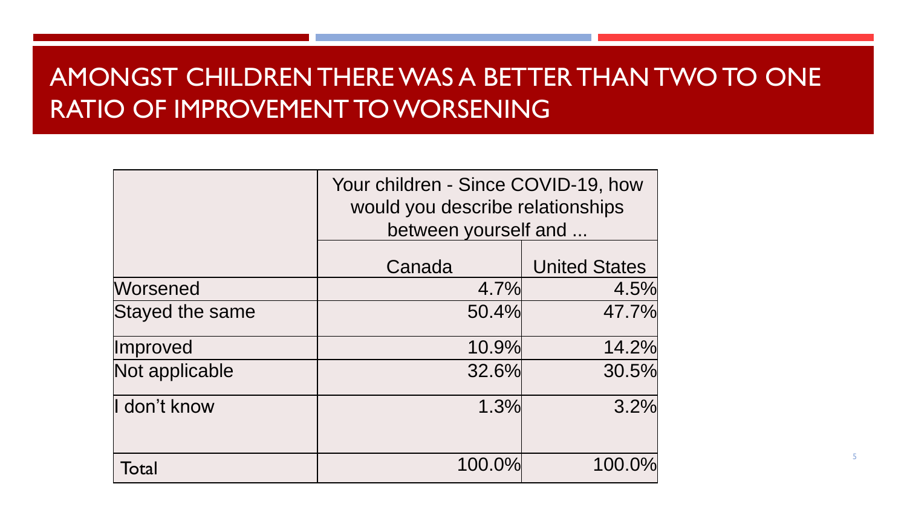# AMONGST CHILDREN THERE WAS A BETTER THAN TWO TO ONE RATIO OF IMPROVEMENT TO WORSENING

| | Your children - Since COVID-19, how would you describe relationships between yourself and ... | |
|---|---|---|
| | Canada | United States |
| Worsened | 4.7% | 4.5% |
| Stayed the same | 50.4% | 47.7% |
| Improved | 10.9% | 14.2% |
| Not applicable | 32.6% | 30.5% |
| I don’t know | 1.3% | 3.2% |
| Total | 100.0% | 100.0% |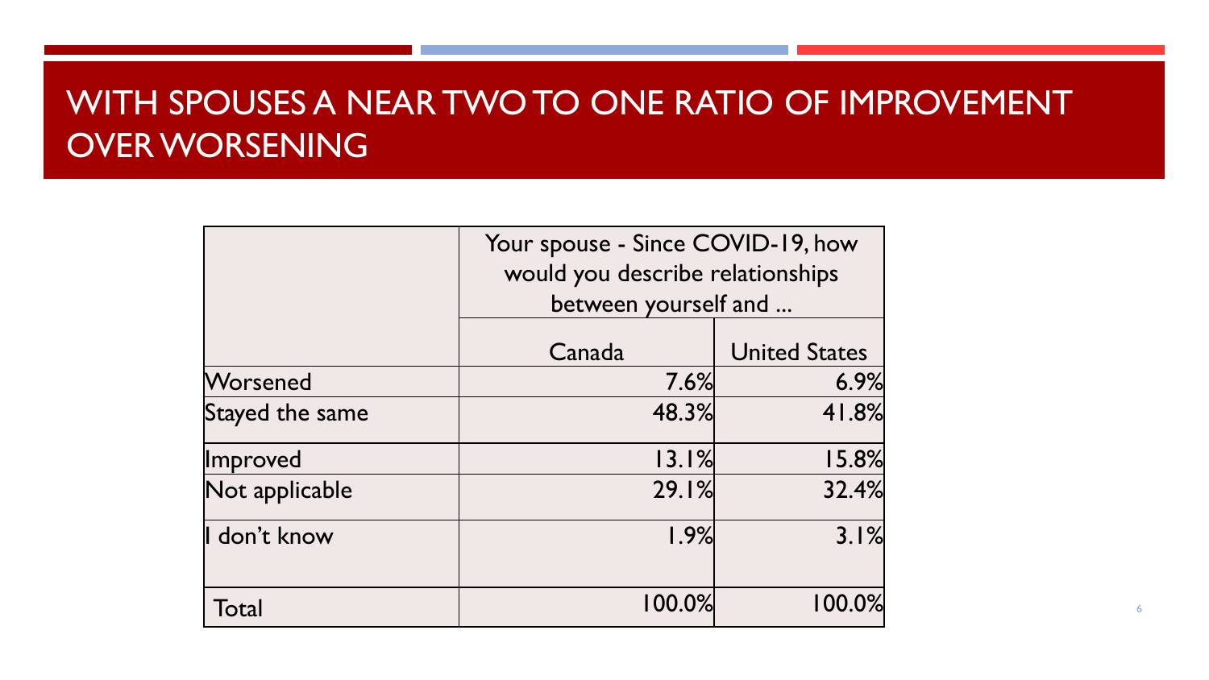# WITH SPOUSES A NEAR TWO TO ONE RATIO OF IMPROVEMENT OVER WORSENING

| | Your spouse - Since COVID-19, how would you describe relationships between yourself and ... | |
|---|---|---|
| | Canada | United States |
| Worsened | 7.6% | 6.9% |
| Stayed the same | 48.3% | 41.8% |
| Improved | 13.1% | 15.8% |
| Not applicable | 29.1% | 32.4% |
| I don't know | 1.9% | 3.1% |
| Total | 100.0% | 100.0% |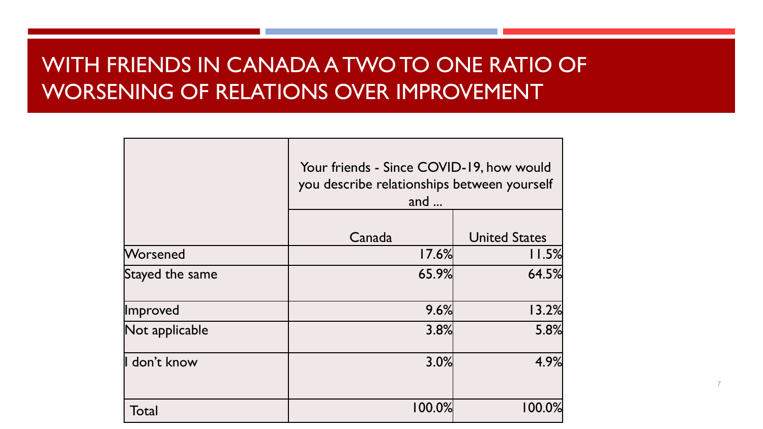# WITH FRIENDS IN CANADA A TWO TO ONE RATIO OF WORSENING OF RELATIONS OVER IMPROVEMENT

| | Your friends - Since COVID-19, how would you describe relationships between yourself and ... | |
|---|---|---|
| | Canada | United States |
| Worsened | 17.6% | 11.5% |
| Stayed the same | 65.9% | 64.5% |
| Improved | 9.6% | 13.2% |
| Not applicable | 3.8% | 5.8% |
| I don’t know | 3.0% | 4.9% |
| Total | 100.0% | 100.0% |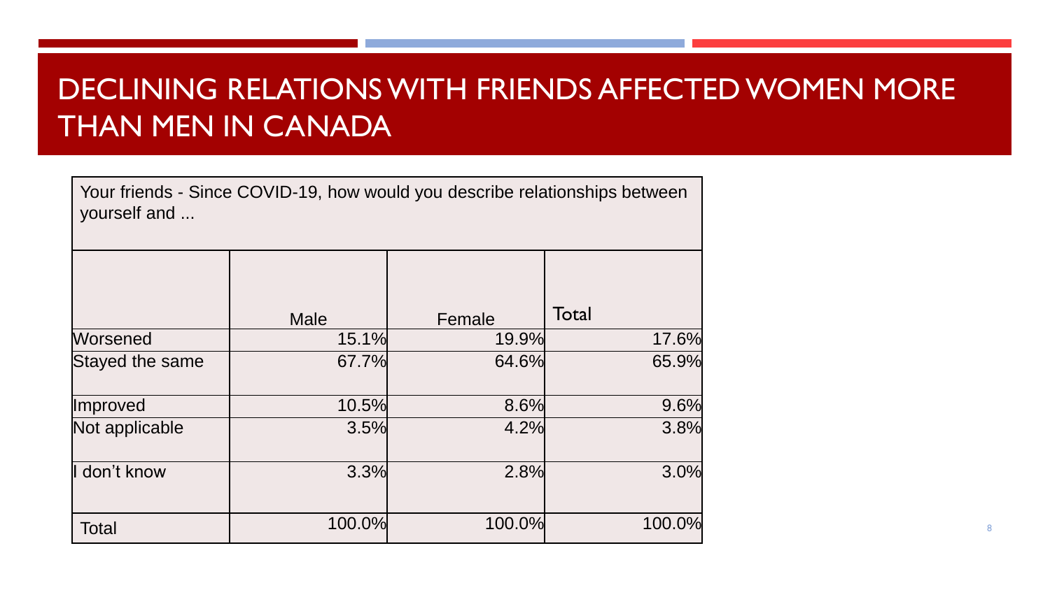# DECLINING RELATIONS WITH FRIENDS AFFECTED WOMEN MORE THAN MEN IN CANADA

Your friends - Since COVID-19, how would you describe relationships between yourself and ...

| | Male | Female | Total |
|---|---|---|---|
| Worsened | 15.1% | 19.9% | 17.6% |
| Stayed the same | 67.7% | 64.6% | 65.9% |
| Improved | 10.5% | 8.6% | 9.6% |
| Not applicable | 3.5% | 4.2% | 3.8% |
| I don't know | 3.3% | 2.8% | 3.0% |
| Total | 100.0% | 100.0% | 100.0% |